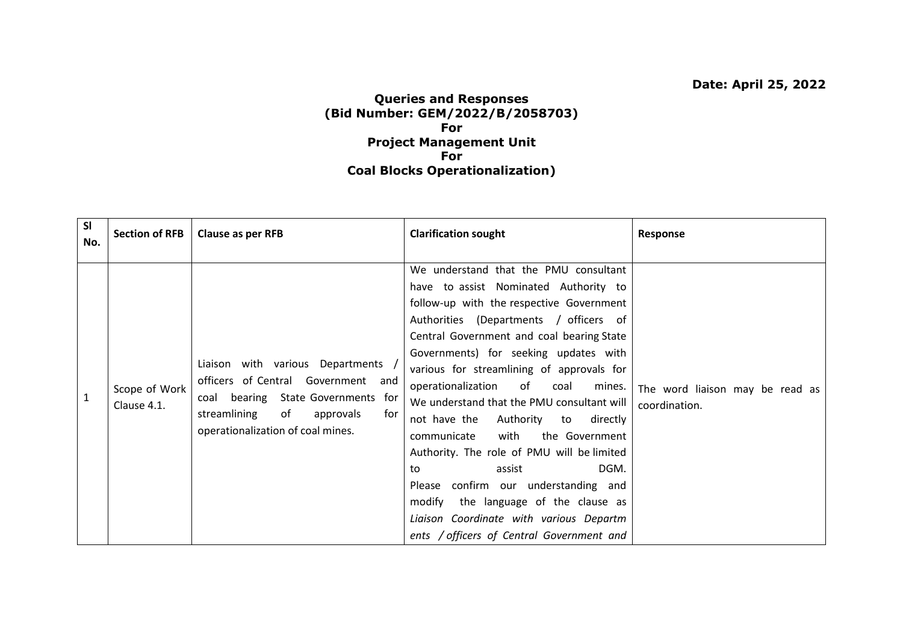**Date: April 25, 2022**

# Queries and Responses (Bid Number: GEM/2022/B/2058703) For Project Management Unit For Coal Blocks Operationalization)

| Sl No. | Section of RFB | Clause as per RFB | Clarification sought | Response |
|---|---|---|---|---|
| 1 | Scope of Work Clause 4.1. | Liaison with various Departments / officers of Central Government and coal bearing State Governments for streamlining of approvals for operationalization of coal mines. | We understand that the PMU consultant have to assist Nominated Authority to follow-up with the respective Government Authorities (Departments / officers of Central Government and coal bearing State Governments) for seeking updates with various for streamlining of approvals for operationalization of coal mines. We understand that the PMU consultant will not have the Authority to directly communicate with the Government Authority. The role of PMU will be limited to assist DGM. Please confirm our understanding and modify the language of the clause as *Liaison Coordinate with various Departm ents / officers of Central Government and* | The word liaison may be read as coordination. |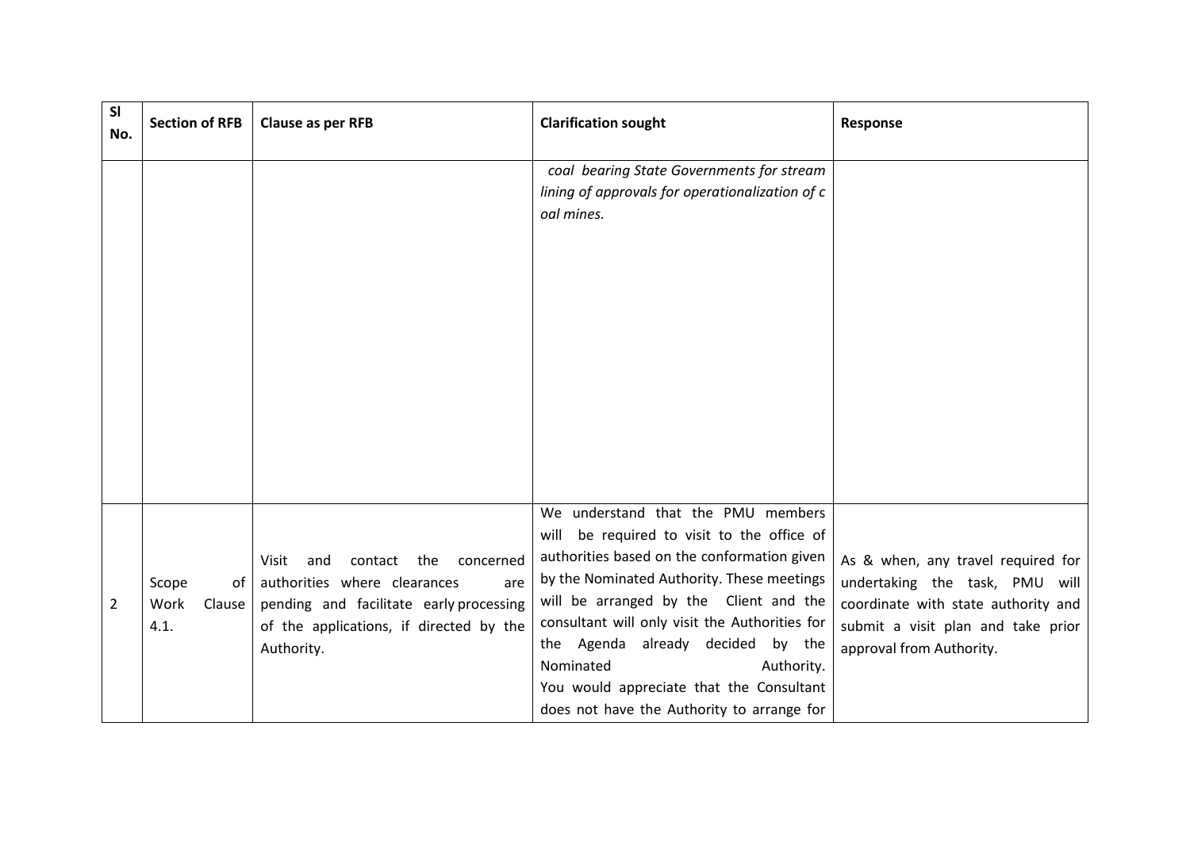| Sl No. | Section of RFB | Clause as per RFB | Clarification sought | Response |
|---|---|---|---|---|
| | | | *coal bearing State Governments for stream lining of approvals for operationalization of c oal mines.* | |
| 2 | Scope of Work Clause 4.1. | Visit and contact the concerned authorities where clearances are pending and facilitate early processing of the applications, if directed by the Authority. | We understand that the PMU members will be required to visit to the office of authorities based on the conformation given by the Nominated Authority. These meetings will be arranged by the Client and the consultant will only visit the Authorities for the Agenda already decided by the Nominated Authority. You would appreciate that the Consultant does not have the Authority to arrange for | As & when, any travel required for undertaking the task, PMU will coordinate with state authority and submit a visit plan and take prior approval from Authority. |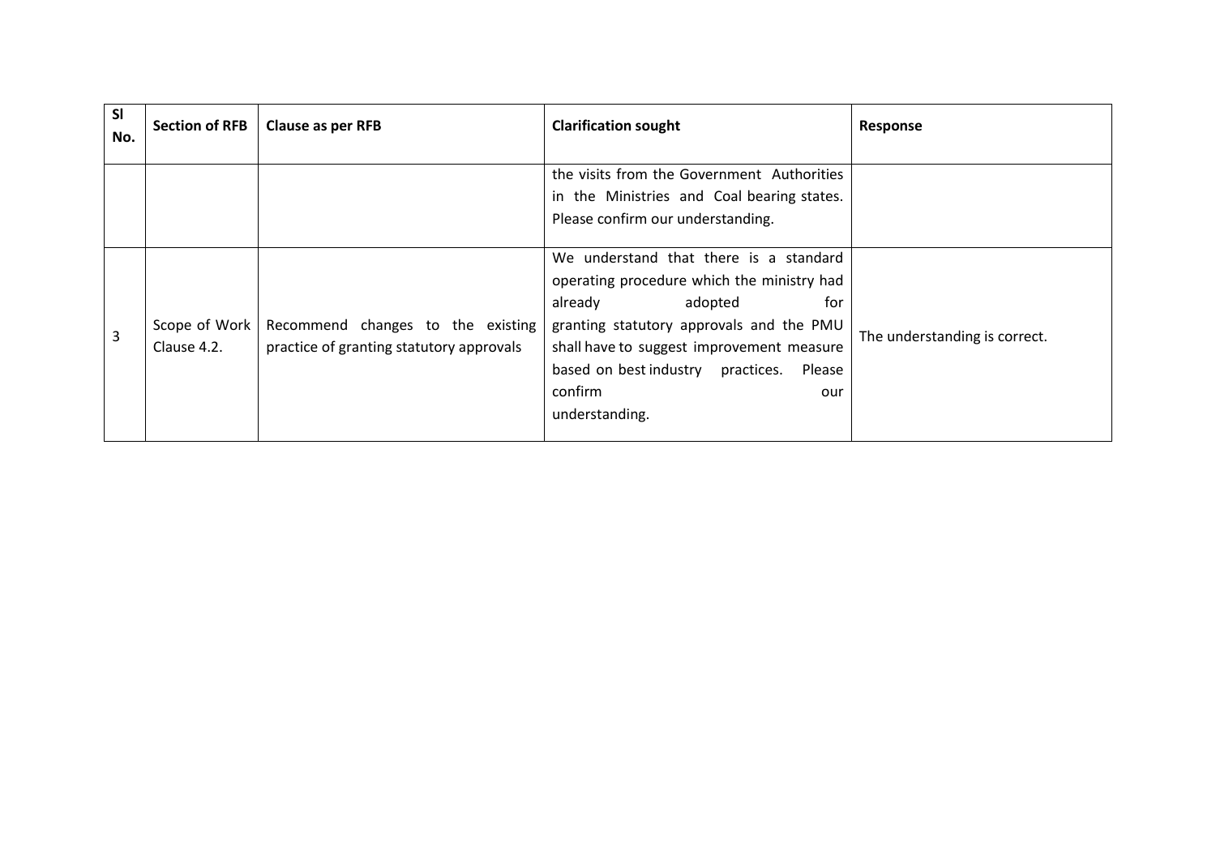| Sl No. | Section of RFB | Clause as per RFB | Clarification sought | Response |
|---|---|---|---|---|
| | | | the visits from the Government Authorities in the Ministries and Coal bearing states. Please confirm our understanding. | |
| 3 | Scope of Work Clause 4.2. | Recommend changes to the existing practice of granting statutory approvals | We understand that there is a standard operating procedure which the ministry had already adopted for granting statutory approvals and the PMU shall have to suggest improvement measure based on best industry practices. Please confirm our understanding. | The understanding is correct. |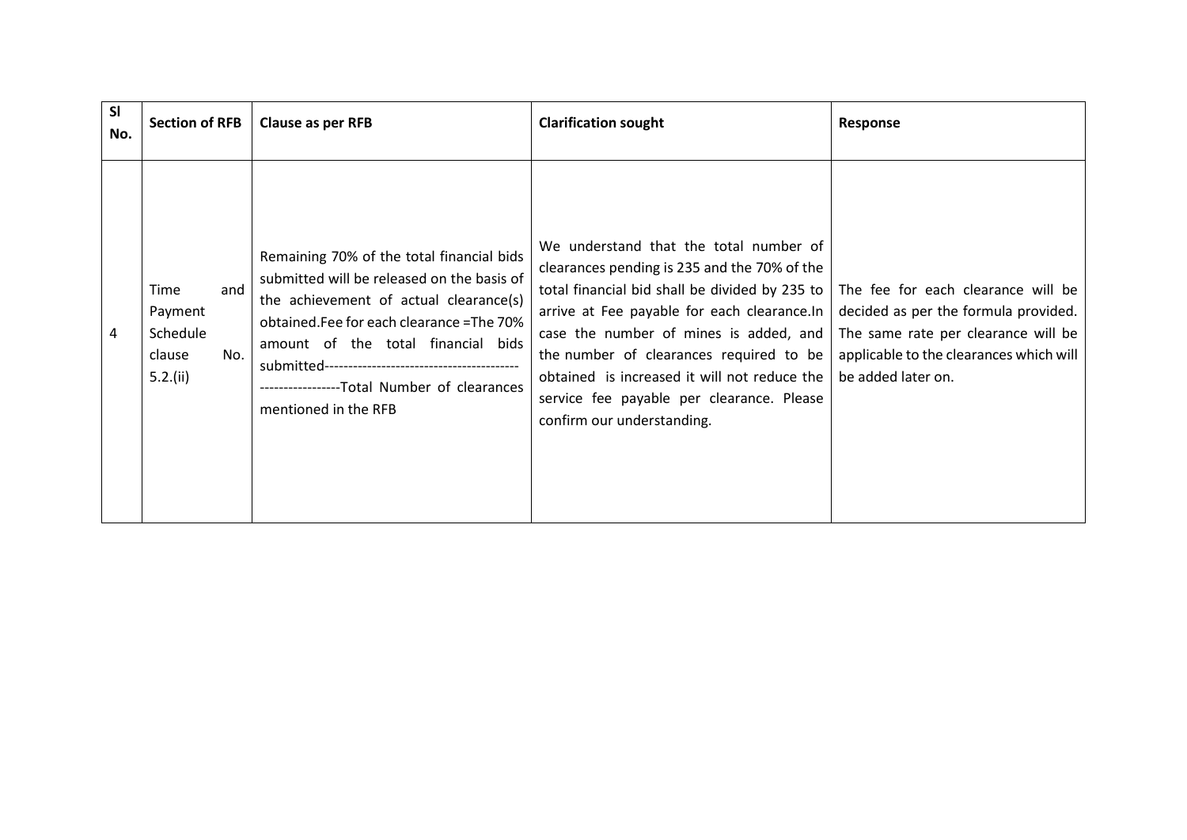| Sl No. | Section of RFB | Clause as per RFB | Clarification sought | Response |
|---|---|---|---|---|
| 4 | Time and Payment Schedule clause No. 5.2.(ii) | Remaining 70% of the total financial bids submitted will be released on the basis of the achievement of actual clearance(s) obtained.Fee for each clearance =The 70% amount of the total financial bids submitted--------------------------------------------------------------Total Number of clearances mentioned in the RFB | We understand that the total number of clearances pending is 235 and the 70% of the total financial bid shall be divided by 235 to arrive at Fee payable for each clearance.In case the number of mines is added, and the number of clearances required to be obtained is increased it will not reduce the service fee payable per clearance. Please confirm our understanding. | The fee for each clearance will be decided as per the formula provided. The same rate per clearance will be applicable to the clearances which will be added later on. |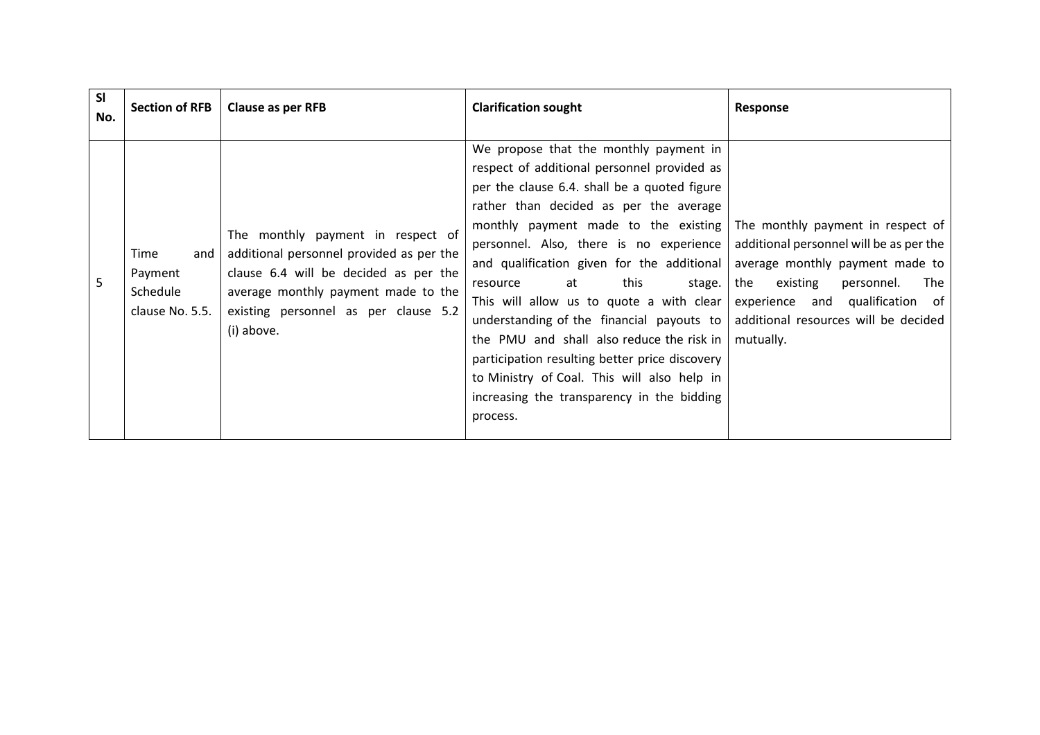| Sl No. | Section of RFB | Clause as per RFB | Clarification sought | Response |
|---|---|---|---|---|
| 5 | Time and Payment Schedule clause No. 5.5. | The monthly payment in respect of additional personnel provided as per the clause 6.4 will be decided as per the average monthly payment made to the existing personnel as per clause 5.2 (i) above. | We propose that the monthly payment in respect of additional personnel provided as per the clause 6.4. shall be a quoted figure rather than decided as per the average monthly payment made to the existing personnel. Also, there is no experience and qualification given for the additional resource at this stage. This will allow us to quote a with clear understanding of the financial payouts to the PMU and shall also reduce the risk in participation resulting better price discovery to Ministry of Coal. This will also help in increasing the transparency in the bidding process. | The monthly payment in respect of additional personnel will be as per the average monthly payment made to the existing personnel. The experience and qualification of additional resources will be decided mutually. |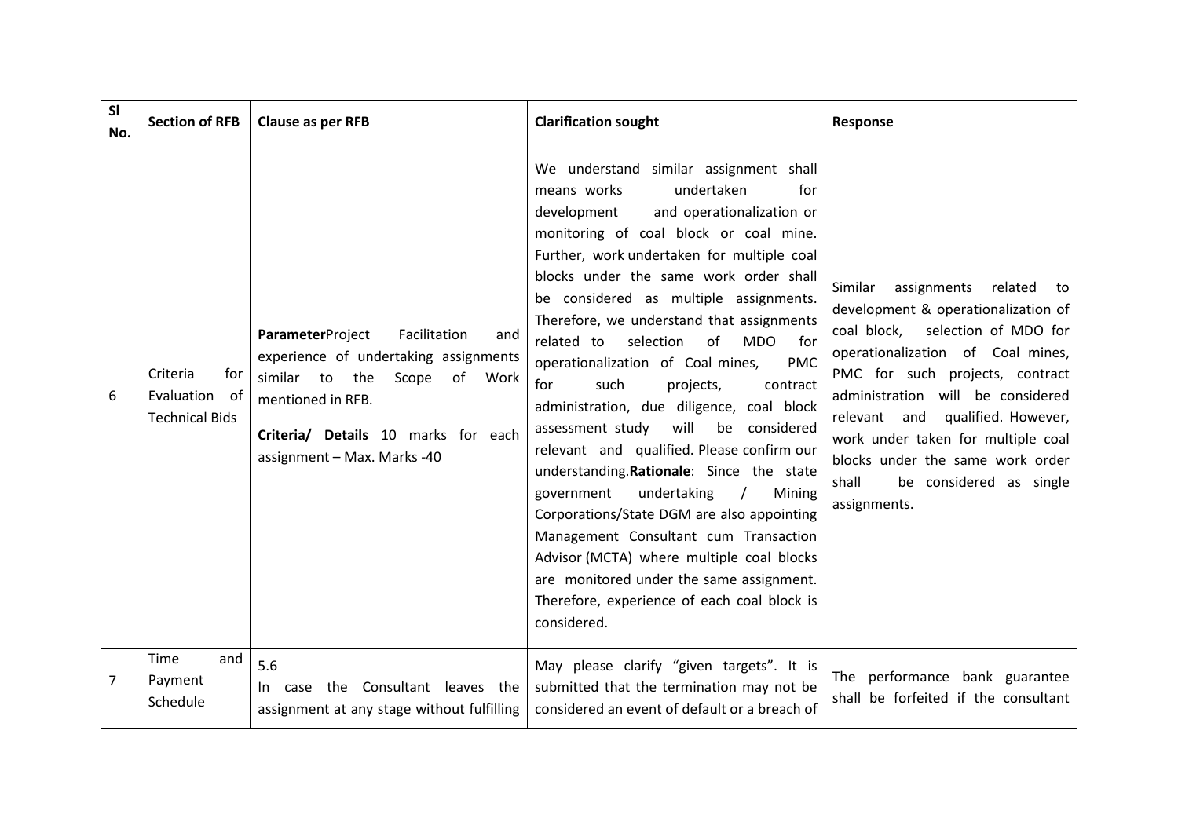| Sl No. | Section of RFB | Clause as per RFB | Clarification sought | Response |
|---|---|---|---|---|
| 6 | Criteria for Evaluation of Technical Bids | **Parameter**Project Facilitation and experience of undertaking assignments similar to the Scope of Work mentioned in RFB.<br><br>**Criteria/ Details** 10 marks for each assignment – Max. Marks -40 | We understand similar assignment shall means works undertaken for development and operationalization or monitoring of coal block or coal mine. Further, work undertaken for multiple coal blocks under the same work order shall be considered as multiple assignments. Therefore, we understand that assignments related to selection of MDO for operationalization of Coal mines, PMC for such projects, contract administration, due diligence, coal block assessment study will be considered relevant and qualified. Please confirm our understanding.**Rationale**: Since the state government undertaking / Mining Corporations/State DGM are also appointing Management Consultant cum Transaction Advisor (MCTA) where multiple coal blocks are monitored under the same assignment. Therefore, experience of each coal block is considered. | Similar assignments related to development & operationalization of coal block, selection of MDO for operationalization of Coal mines, PMC for such projects, contract administration will be considered relevant and qualified. However, work under taken for multiple coal blocks under the same work order shall be considered as single assignments. |
| 7 | Time and Payment Schedule | 5.6<br>In case the Consultant leaves the assignment at any stage without fulfilling | May please clarify "given targets". It is submitted that the termination may not be considered an event of default or a breach of | The performance bank guarantee shall be forfeited if the consultant |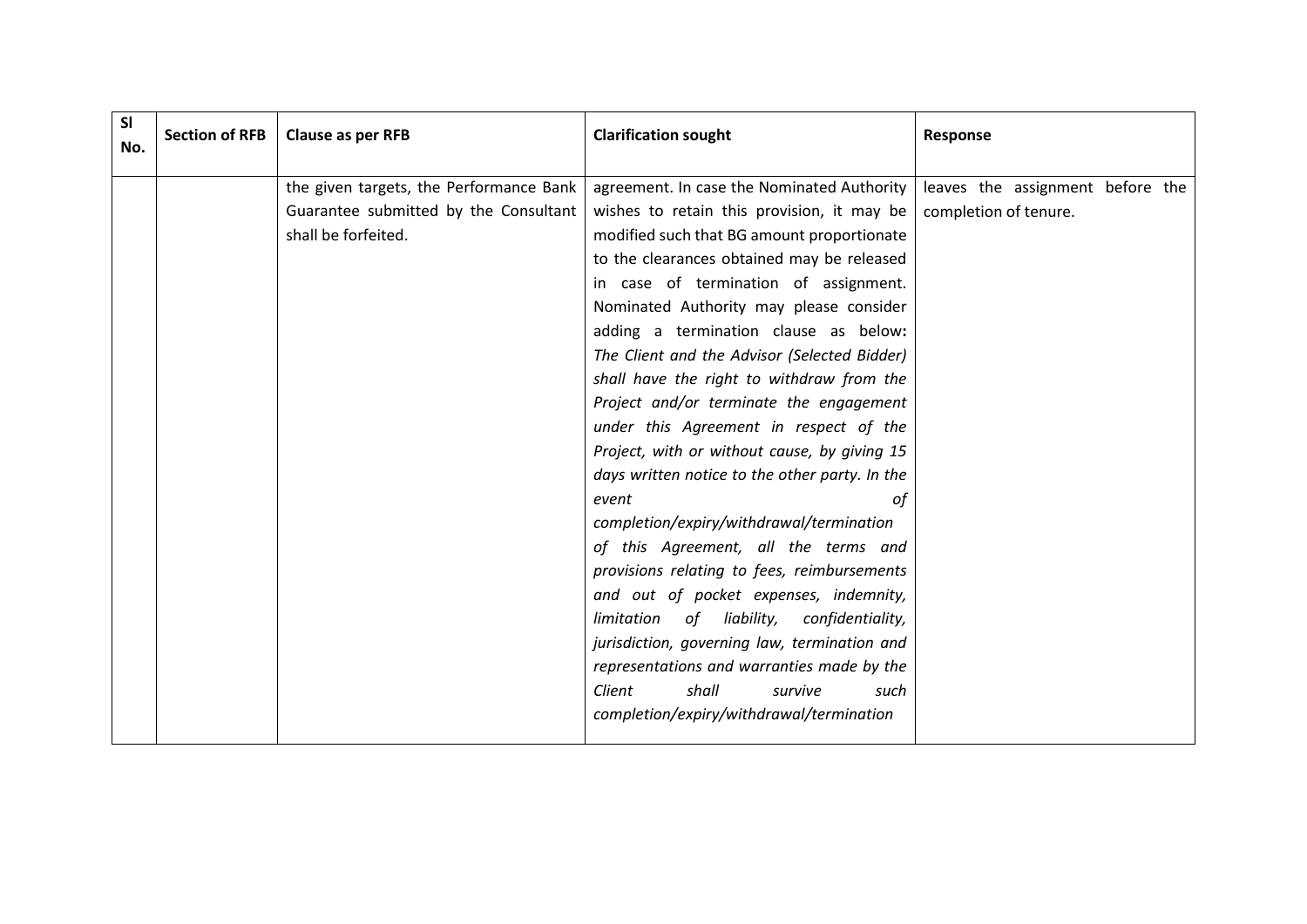| Sl No. | Section of RFB | Clause as per RFB | Clarification sought | Response |
|---|---|---|---|---|
| | | the given targets, the Performance Bank Guarantee submitted by the Consultant shall be forfeited. | agreement. In case the Nominated Authority wishes to retain this provision, it may be modified such that BG amount proportionate to the clearances obtained may be released in case of termination of assignment. Nominated Authority may please consider adding a termination clause as below**:** *The Client and the Advisor (Selected Bidder) shall have the right to withdraw from the Project and/or terminate the engagement under this Agreement in respect of the Project, with or without cause, by giving 15 days written notice to the other party. In the event of completion/expiry/withdrawal/termination of this Agreement, all the terms and provisions relating to fees, reimbursements and out of pocket expenses, indemnity, limitation of liability, confidentiality, jurisdiction, governing law, termination and representations and warranties made by the Client shall survive such completion/expiry/withdrawal/termination* | leaves the assignment before the completion of tenure. |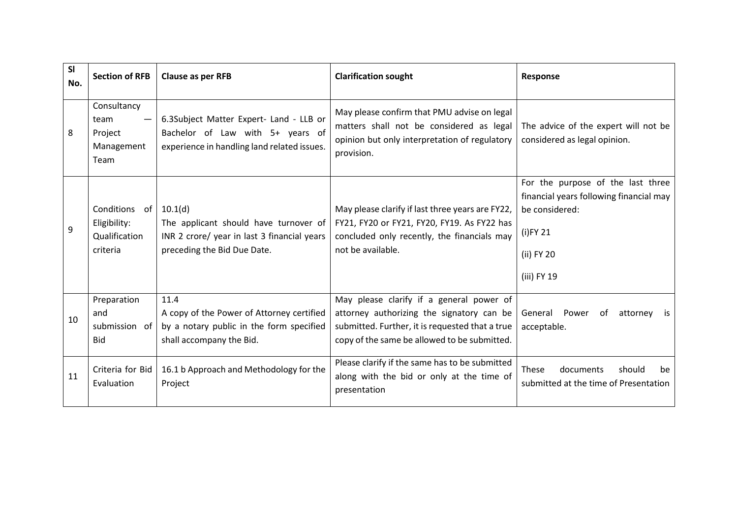| Sl No. | Section of RFB | Clause as per RFB | Clarification sought | Response |
|---|---|---|---|---|
| 8 | Consultancy team — Project Management Team | 6.3Subject Matter Expert- Land - LLB or Bachelor of Law with 5+ years of experience in handling land related issues. | May please confirm that PMU advise on legal matters shall not be considered as legal opinion but only interpretation of regulatory provision. | The advice of the expert will not be considered as legal opinion. |
| 9 | Conditions of Eligibility: Qualification criteria | 10.1(d)<br>The applicant should have turnover of INR 2 crore/ year in last 3 financial years preceding the Bid Due Date. | May please clarify if last three years are FY22, FY21, FY20 or FY21, FY20, FY19. As FY22 has concluded only recently, the financials may not be available. | For the purpose of the last three financial years following financial may be considered:<br>(i)FY 21<br>(ii) FY 20<br>(iii) FY 19 |
| 10 | Preparation and submission of Bid | 11.4<br>A copy of the Power of Attorney certified by a notary public in the form specified shall accompany the Bid. | May please clarify if a general power of attorney authorizing the signatory can be submitted. Further, it is requested that a true copy of the same be allowed to be submitted. | General Power of attorney is acceptable. |
| 11 | Criteria for Bid Evaluation | 16.1 b Approach and Methodology for the Project | Please clarify if the same has to be submitted along with the bid or only at the time of presentation | These documents should be submitted at the time of Presentation |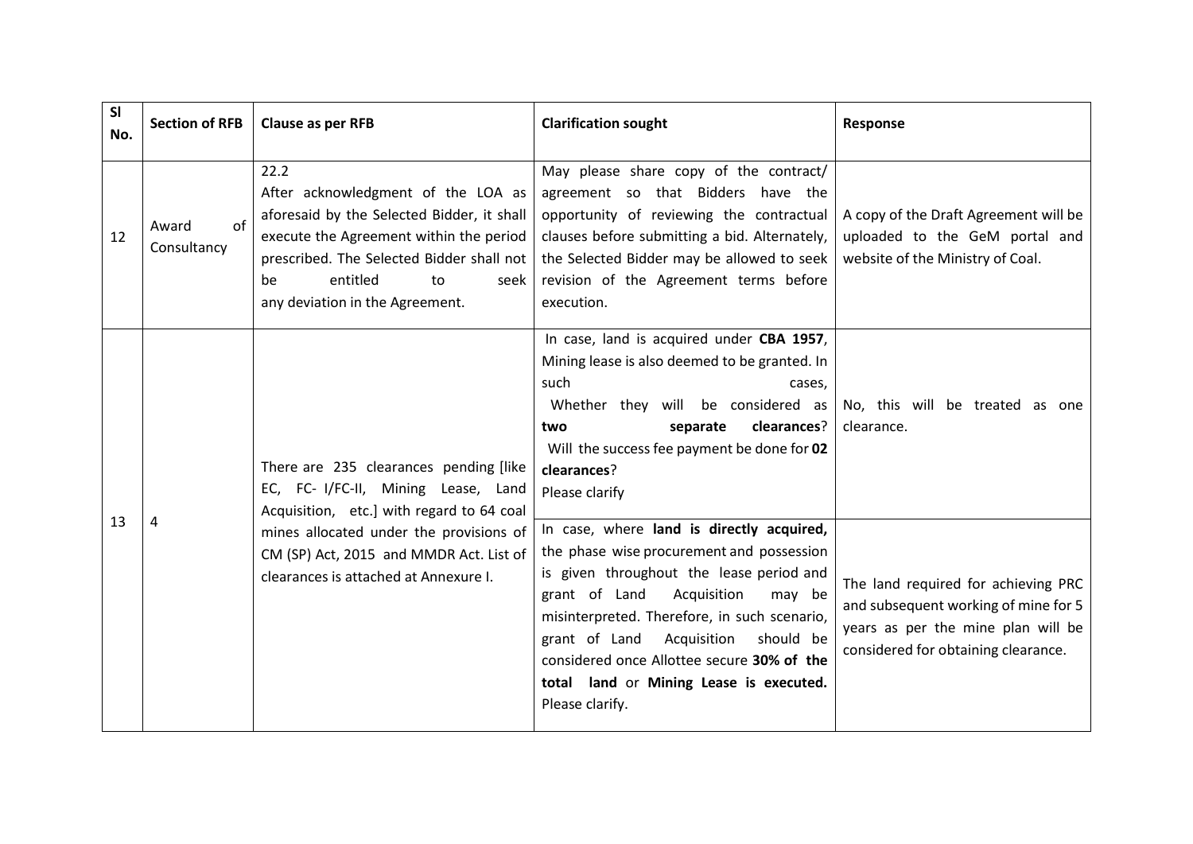| Sl No. | Section of RFB | Clause as per RFB | Clarification sought | Response |
|---|---|---|---|---|
| 12 | Award of Consultancy | 22.2 After acknowledgment of the LOA as aforesaid by the Selected Bidder, it shall execute the Agreement within the period prescribed. The Selected Bidder shall not be entitled to seek any deviation in the Agreement. | May please share copy of the contract/ agreement so that Bidders have the opportunity of reviewing the contractual clauses before submitting a bid. Alternately, the Selected Bidder may be allowed to seek revision of the Agreement terms before execution. | A copy of the Draft Agreement will be uploaded to the GeM portal and website of the Ministry of Coal. |
| 13 | 4 | There are 235 clearances pending [like EC, FC- I/FC-II, Mining Lease, Land Acquisition, etc.] with regard to 64 coal mines allocated under the provisions of CM (SP) Act, 2015 and MMDR Act. List of clearances is attached at Annexure I. | In case, land is acquired under **CBA 1957**, Mining lease is also deemed to be granted. In such cases, Whether they will be considered as **two separate clearances**? Will the success fee payment be done for **02 clearances**? Please clarify | No, this will be treated as one clearance. |
| | | | In case, where **land is directly acquired,** the phase wise procurement and possession is given throughout the lease period and grant of Land Acquisition may be misinterpreted. Therefore, in such scenario, grant of Land Acquisition should be considered once Allottee secure **30% of the total land** or **Mining Lease is executed.** Please clarify. | The land required for achieving PRC and subsequent working of mine for 5 years as per the mine plan will be considered for obtaining clearance. |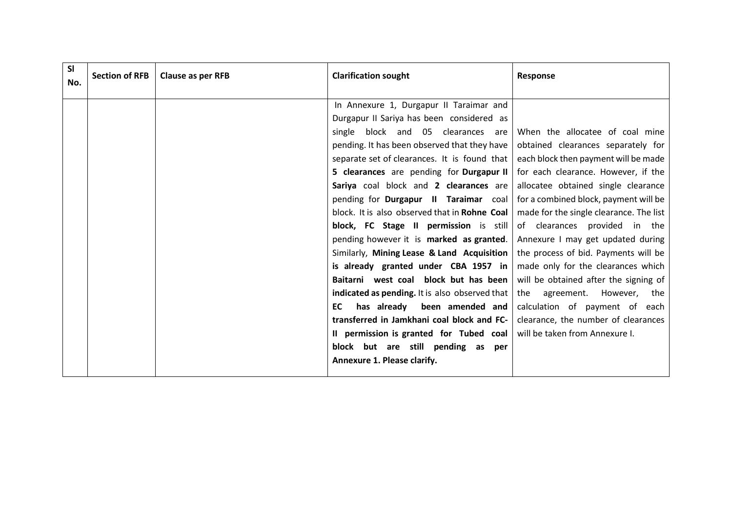| Sl No. | Section of RFB | Clause as per RFB | Clarification sought | Response |
|---|---|---|---|---|
| | | | In Annexure 1, Durgapur II Taraimar and Durgapur II Sariya has been considered as single block and 05 clearances are pending. It has been observed that they have separate set of clearances. It is found that **5 clearances** are pending for **Durgapur II Sariya** coal block and **2 clearances** are pending for **Durgapur II Taraimar** coal block. It is also observed that in **Rohne Coal block, FC Stage II permission** is still pending however it is **marked as granted**. Similarly, **Mining Lease & Land Acquisition is already granted under CBA 1957 in Baitarni west coal block but has been indicated as pending.** It is also observed that **EC has already been amended and transferred in Jamkhani coal block and FC-II permission is granted for Tubed coal block but are still pending as per Annexure 1. Please clarify.** | When the allocatee of coal mine obtained clearances separately for each block then payment will be made for each clearance. However, if the allocatee obtained single clearance for a combined block, payment will be made for the single clearance. The list of clearances provided in the Annexure I may get updated during the process of bid. Payments will be made only for the clearances which will be obtained after the signing of the agreement. However, the calculation of payment of each clearance, the number of clearances will be taken from Annexure I. |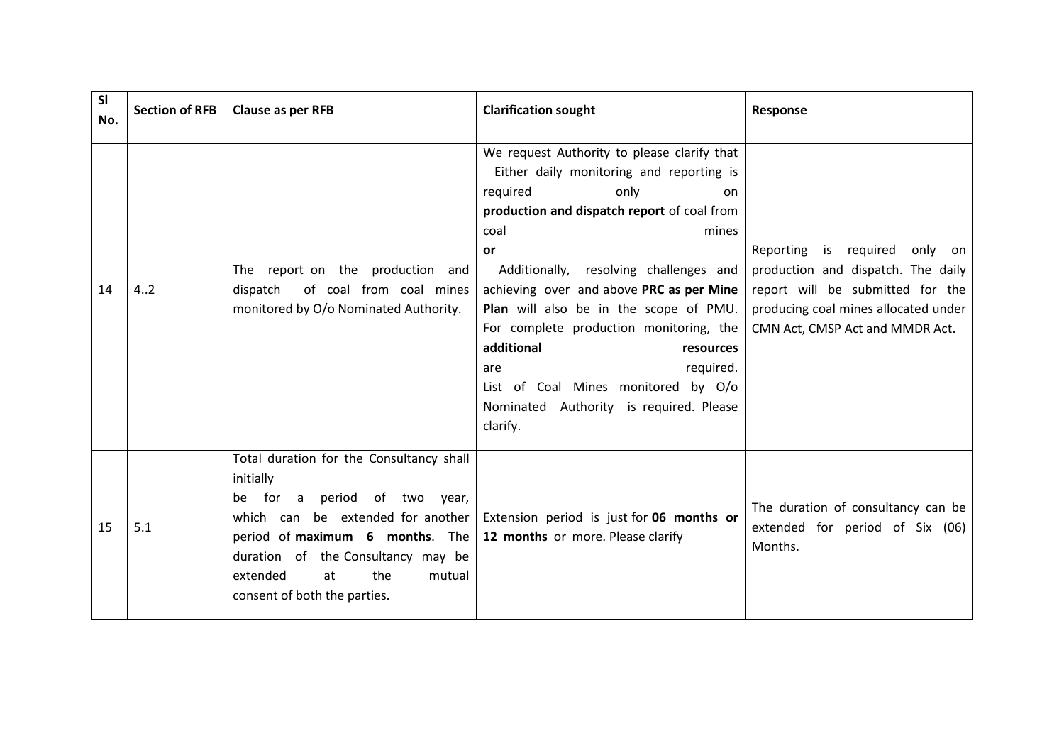| Sl No. | Section of RFB | Clause as per RFB | Clarification sought | Response |
|---|---|---|---|---|
| 14 | 4..2 | The report on the production and dispatch of coal from coal mines monitored by O/o Nominated Authority. | We request Authority to please clarify that Either daily monitoring and reporting is required only on **production and dispatch report** of coal from coal mines **or** Additionally, resolving challenges and achieving over and above **PRC as per Mine Plan** will also be in the scope of PMU. For complete production monitoring, the **additional resources** are required. List of Coal Mines monitored by O/o Nominated Authority is required. Please clarify. | Reporting is required only on production and dispatch. The daily report will be submitted for the producing coal mines allocated under CMN Act, CMSP Act and MMDR Act. |
| 15 | 5.1 | Total duration for the Consultancy shall initially be for a period of two year, which can be extended for another period of **maximum 6 months**. The duration of the Consultancy may be extended at the mutual consent of both the parties. | Extension period is just for **06 months or 12 months** or more. Please clarify | The duration of consultancy can be extended for period of Six (06) Months. |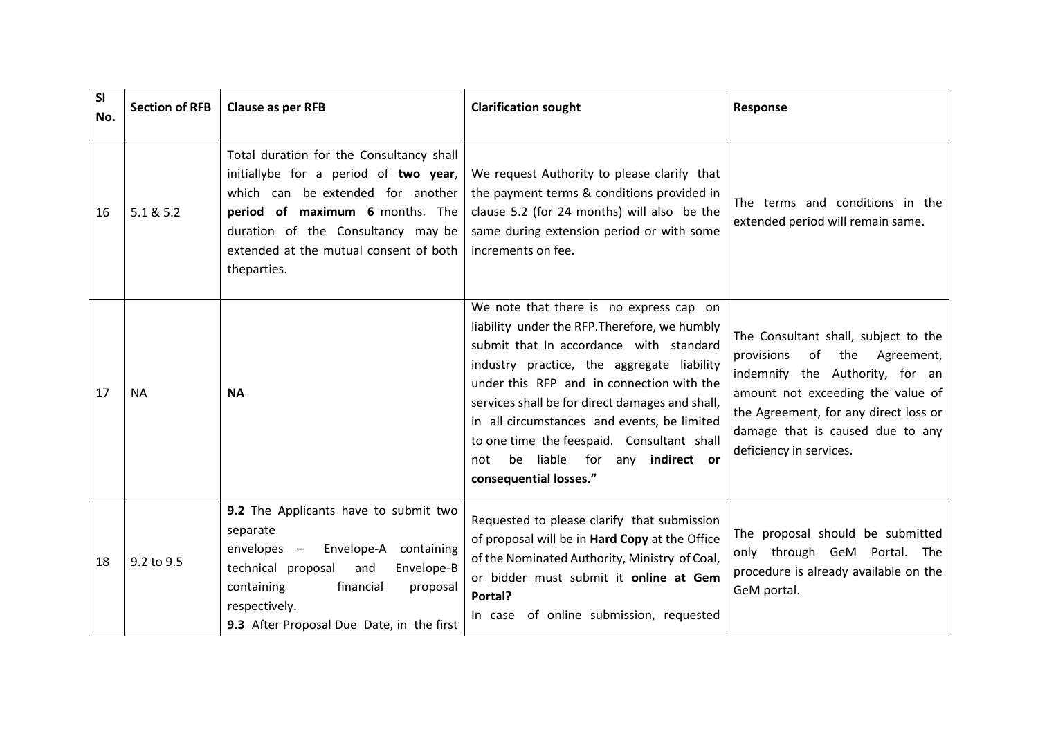| Sl No. | Section of RFB | Clause as per RFB | Clarification sought | Response |
|---|---|---|---|---|
| 16 | 5.1 & 5.2 | Total duration for the Consultancy shall initiallybe for a period of **two year**, which can be extended for another **period of maximum 6** months. The duration of the Consultancy may be extended at the mutual consent of both theparties. | We request Authority to please clarify that the payment terms & conditions provided in clause 5.2 (for 24 months) will also be the same during extension period or with some increments on fee. | The terms and conditions in the extended period will remain same. |
| 17 | NA | **NA** | We note that there is no express cap on liability under the RFP.Therefore, we humbly submit that In accordance with standard industry practice, the aggregate liability under this RFP and in connection with the services shall be for direct damages and shall, in all circumstances and events, be limited to one time the feespaid. Consultant shall not be liable for any **indirect or consequential losses."** | The Consultant shall, subject to the provisions of the Agreement, indemnify the Authority, for an amount not exceeding the value of the Agreement, for any direct loss or damage that is caused due to any deficiency in services. |
| 18 | 9.2 to 9.5 | **9.2** The Applicants have to submit two separate envelopes – Envelope-A containing technical proposal and Envelope-B containing financial proposal respectively.<br>**9.3** After Proposal Due Date, in the first | Requested to please clarify that submission of proposal will be in **Hard Copy** at the Office of the Nominated Authority, Ministry of Coal, or bidder must submit it **online at Gem Portal?**<br>In case of online submission, requested | The proposal should be submitted only through GeM Portal. The procedure is already available on the GeM portal. |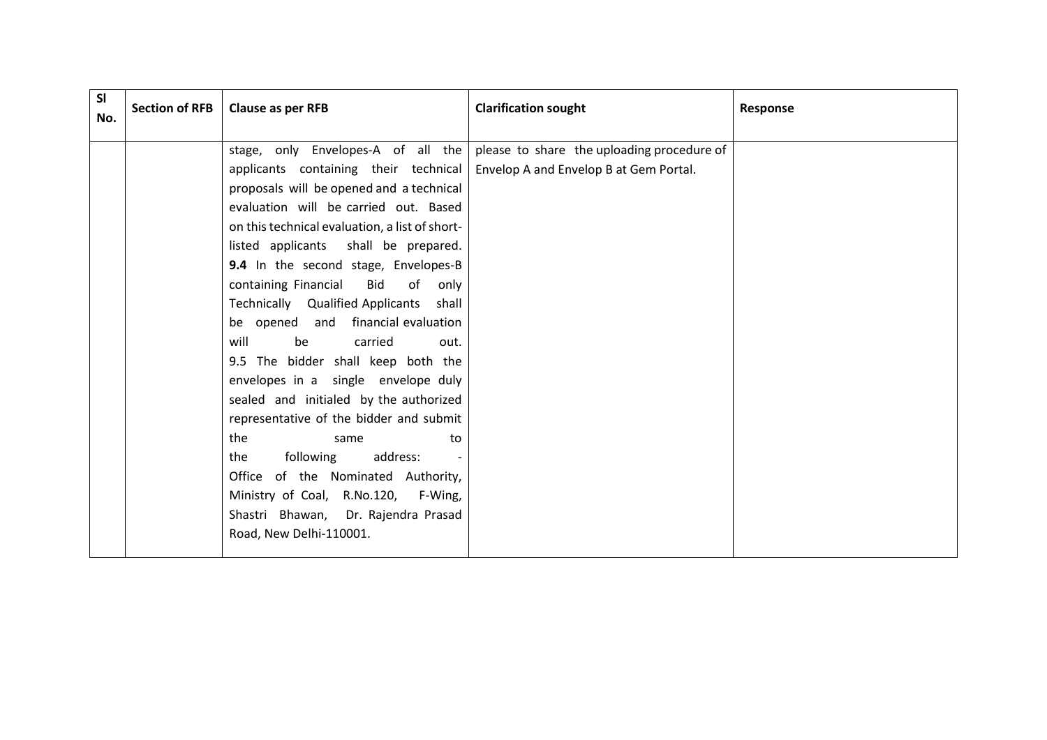| Sl No. | Section of RFB | Clause as per RFB | Clarification sought | Response |
|---|---|---|---|---|
| | | stage, only Envelopes-A of all the applicants containing their technical proposals will be opened and a technical evaluation will be carried out. Based on this technical evaluation, a list of short-listed applicants shall be prepared. **9.4** In the second stage, Envelopes-B containing Financial Bid of only Technically Qualified Applicants shall be opened and financial evaluation will be carried out. 9.5 The bidder shall keep both the envelopes in a single envelope duly sealed and initialed by the authorized representative of the bidder and submit the same to the following address: - Office of the Nominated Authority, Ministry of Coal, R.No.120, F-Wing, Shastri Bhawan, Dr. Rajendra Prasad Road, New Delhi-110001. | please to share the uploading procedure of Envelop A and Envelop B at Gem Portal. | |